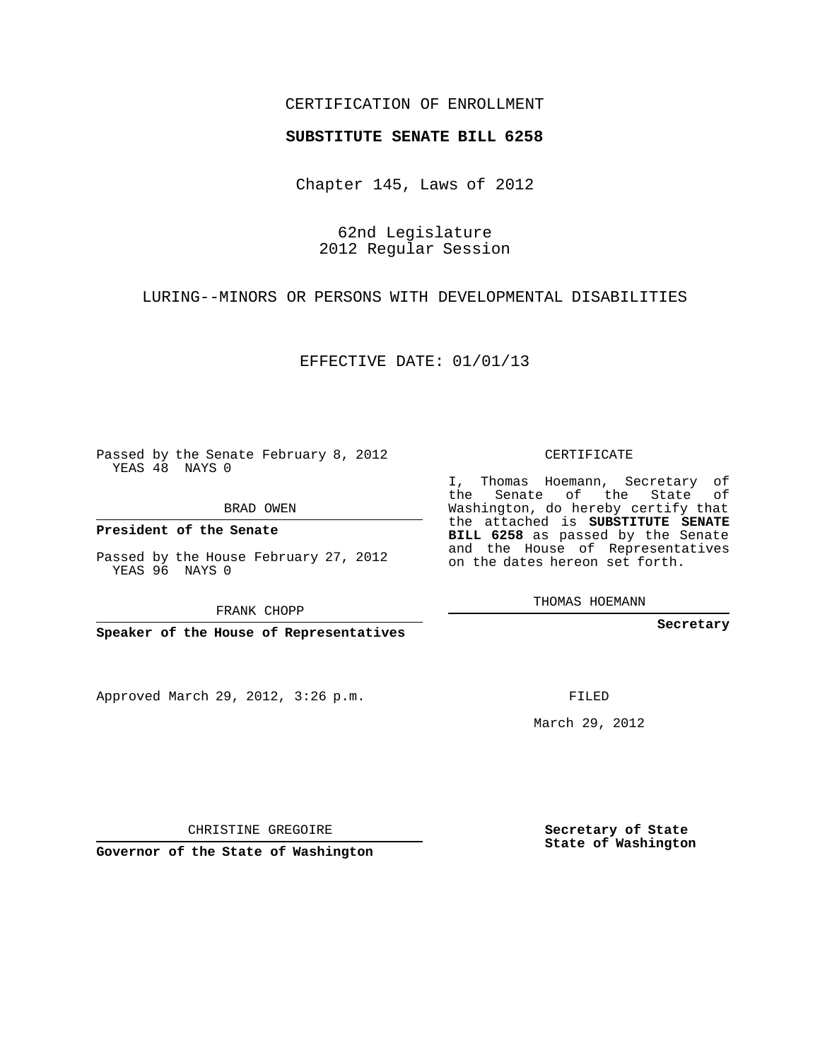CERTIFICATION OF ENROLLMENT

**SUBSTITUTE SENATE BILL 6258**

Chapter 145, Laws of 2012

62nd Legislature
2012 Regular Session

LURING--MINORS OR PERSONS WITH DEVELOPMENTAL DISABILITIES

EFFECTIVE DATE: 01/01/13

Passed by the Senate February 8, 2012
YEAS 48 NAYS 0

BRAD OWEN

**President of the Senate**

Passed by the House February 27, 2012
YEAS 96 NAYS 0

FRANK CHOPP

**Speaker of the House of Representatives**

Approved March 29, 2012, 3:26 p.m.

CHRISTINE GREGOIRE

**Governor of the State of Washington**

CERTIFICATE

I, Thomas Hoemann, Secretary of the Senate of the State of Washington, do hereby certify that the attached is **SUBSTITUTE SENATE BILL 6258** as passed by the Senate and the House of Representatives on the dates hereon set forth.

THOMAS HOEMANN

**Secretary**

FILED

March 29, 2012

**Secretary of State**
**State of Washington**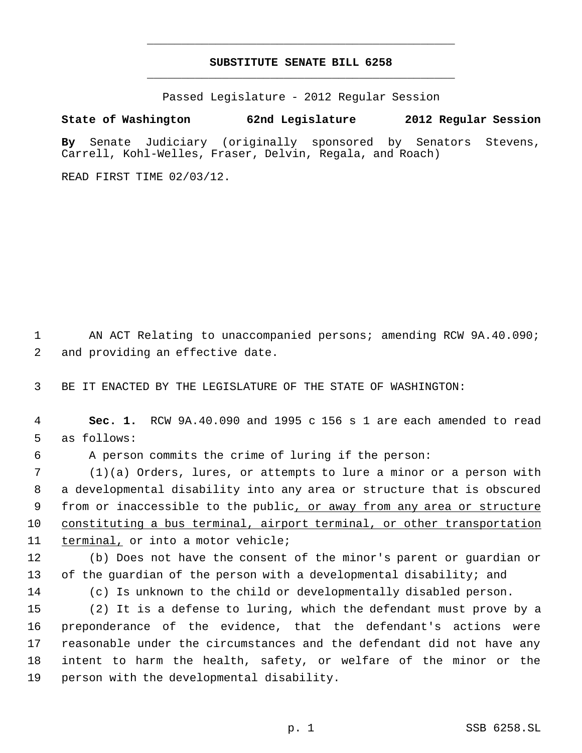# SUBSTITUTE SENATE BILL 6258

Passed Legislature - 2012 Regular Session

**State of Washington 62nd Legislature 2012 Regular Session**

**By** Senate Judiciary (originally sponsored by Senators Stevens, Carrell, Kohl-Welles, Fraser, Delvin, Regala, and Roach)

READ FIRST TIME 02/03/12.

AN ACT Relating to unaccompanied persons; amending RCW 9A.40.090; and providing an effective date.

BE IT ENACTED BY THE LEGISLATURE OF THE STATE OF WASHINGTON:

**Sec. 1.** RCW 9A.40.090 and 1995 c 156 s 1 are each amended to read as follows:

A person commits the crime of luring if the person:

(1)(a) Orders, lures, or attempts to lure a minor or a person with a developmental disability into any area or structure that is obscured from or inaccessible to the public<u>, or away from any area or structure constituting a bus terminal, airport terminal, or other transportation terminal,</u> or into a motor vehicle;

(b) Does not have the consent of the minor's parent or guardian or of the guardian of the person with a developmental disability; and

(c) Is unknown to the child or developmentally disabled person.

(2) It is a defense to luring, which the defendant must prove by a preponderance of the evidence, that the defendant's actions were reasonable under the circumstances and the defendant did not have any intent to harm the health, safety, or welfare of the minor or the person with the developmental disability.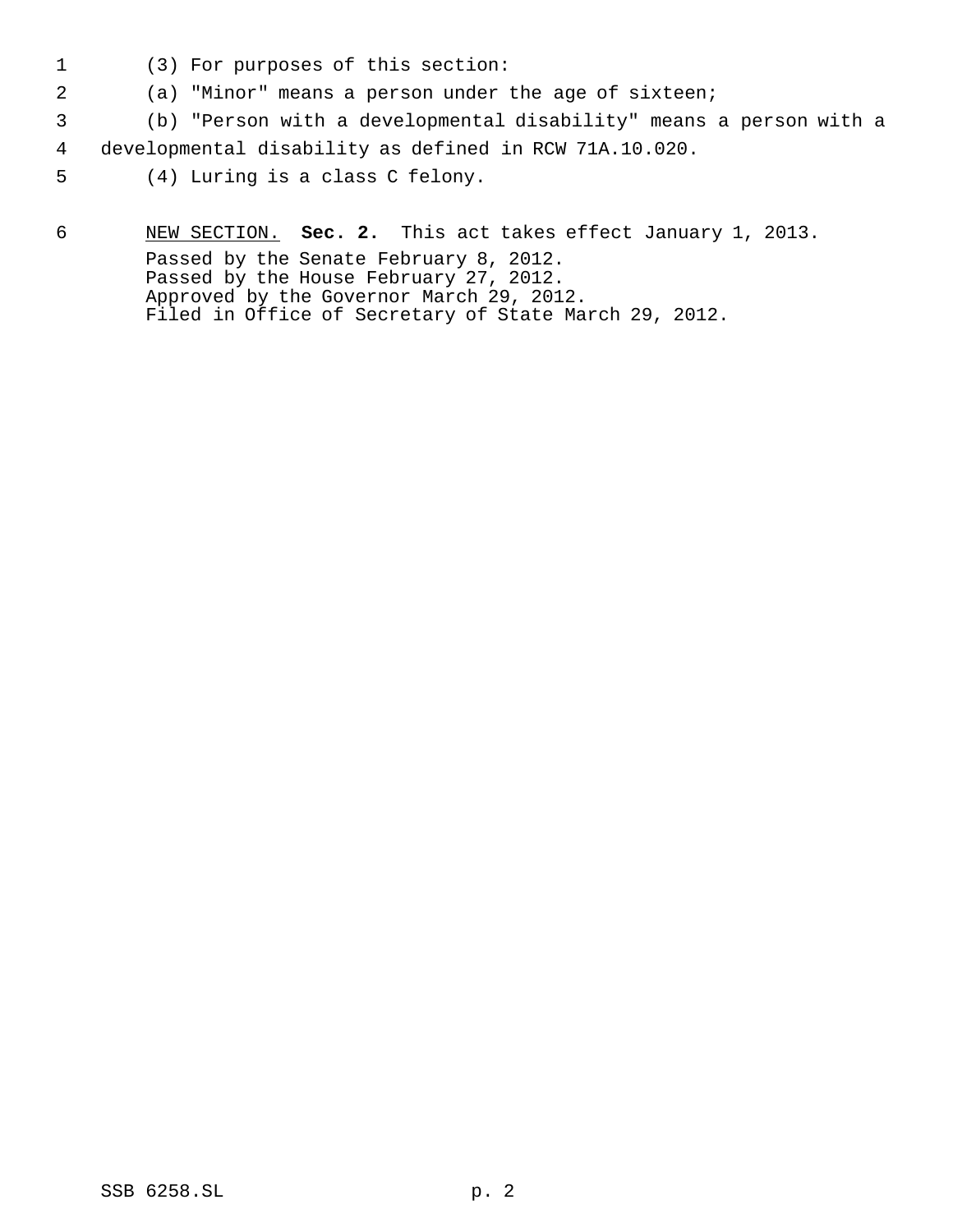(3) For purposes of this section:

(a) "Minor" means a person under the age of sixteen;

(b) "Person with a developmental disability" means a person with a developmental disability as defined in RCW 71A.10.020.

(4) Luring is a class C felony.

NEW SECTION. **Sec. 2.** This act takes effect January 1, 2013.

Passed by the Senate February 8, 2012.
Passed by the House February 27, 2012.
Approved by the Governor March 29, 2012.
Filed in Office of Secretary of State March 29, 2012.